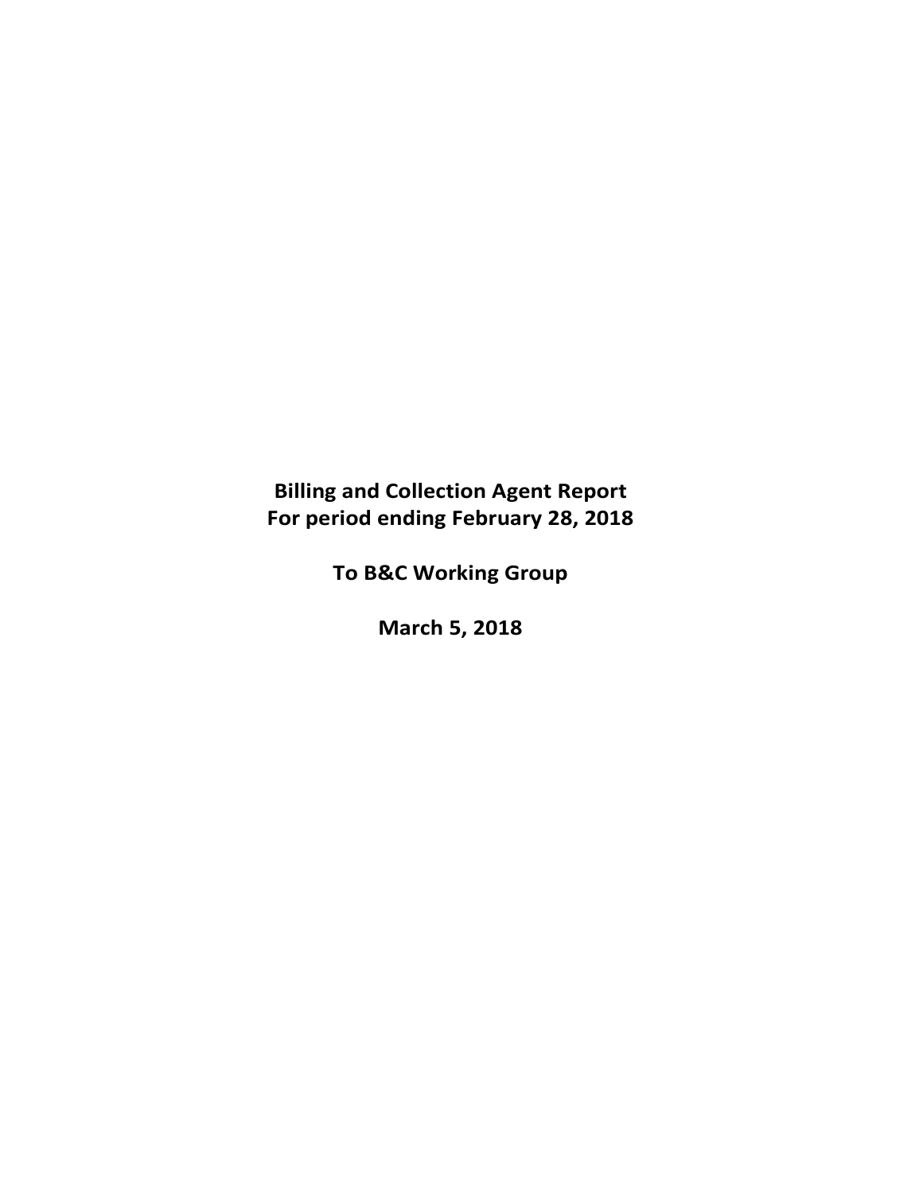# Billing and Collection Agent Report
# For period ending February 28, 2018

## To B&C Working Group

## March 5, 2018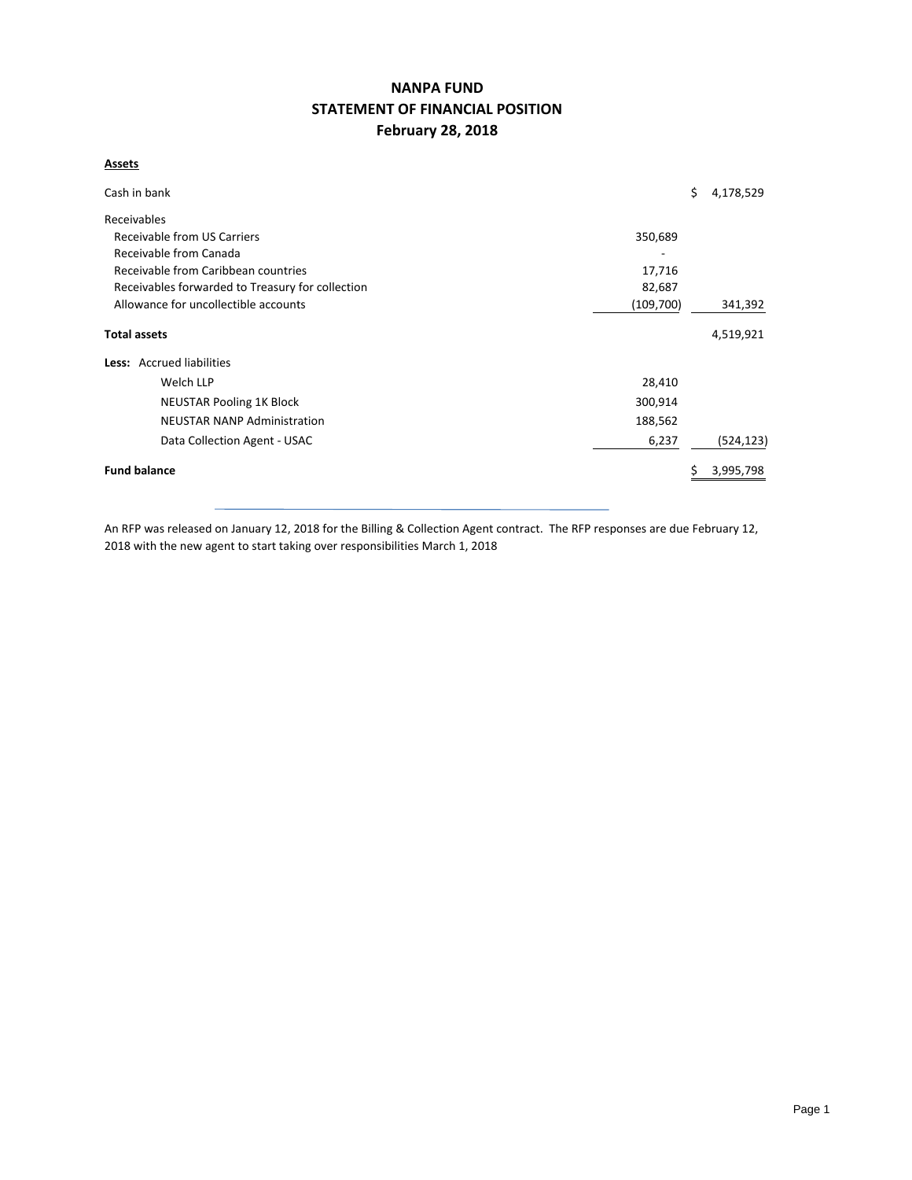# NANPA FUND
## STATEMENT OF FINANCIAL POSITION
### February 28, 2018

**Assets**

| | | |
|---|---|---|
| Cash in bank | | $ 4,178,529 |
| Receivables | | |
| Receivable from US Carriers | 350,689 | |
| Receivable from Canada | - | |
| Receivable from Caribbean countries | 17,716 | |
| Receivables forwarded to Treasury for collection | 82,687 | |
| Allowance for uncollectible accounts | (109,700) | 341,392 |
| **Total assets** | | 4,519,921 |
| **Less:** Accrued liabilities | | |
| Welch LLP | 28,410 | |
| NEUSTAR Pooling 1K Block | 300,914 | |
| NEUSTAR NANP Administration | 188,562 | |
| Data Collection Agent - USAC | 6,237 | (524,123) |
| **Fund balance** | | $ 3,995,798 |

An RFP was released on January 12, 2018 for the Billing & Collection Agent contract. The RFP responses are due February 12, 2018 with the new agent to start taking over responsibilities March 1, 2018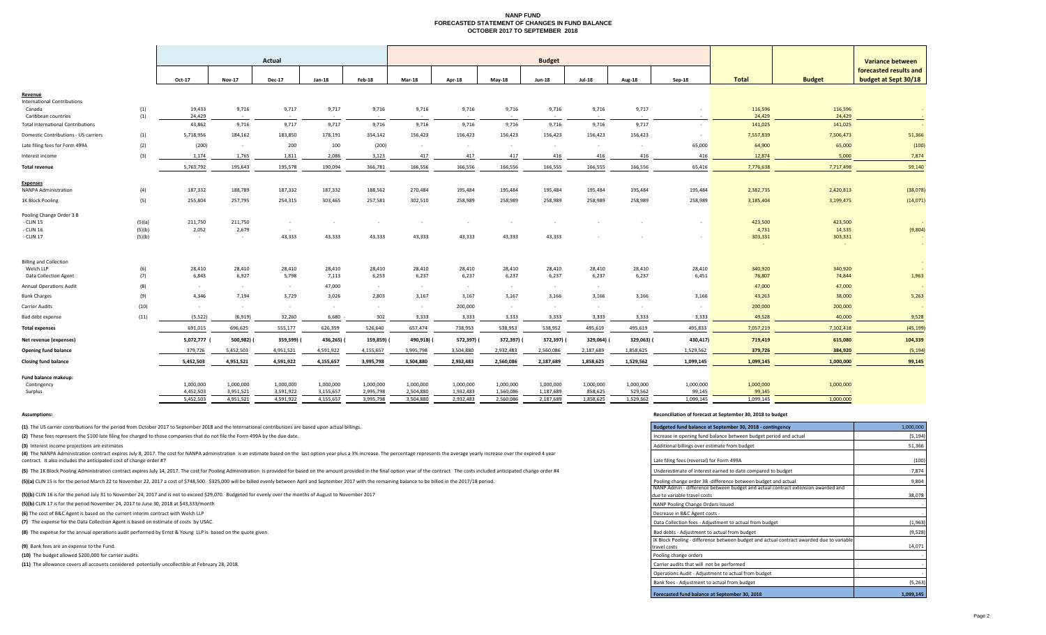# NANP FUND
## FORECASTED STATEMENT OF CHANGES IN FUND BALANCE
## OCTOBER 2017 TO SEPTEMBER 2018

| | | Actual | | | | | Budget | | | | | | | | | Variance between forecasted results and budget at Sept 30/18 |
|---|---|---|---|---|---|---|---|---|---|---|---|---|---|---|---|---|
| | | Oct-17 | Nov-17 | Dec-17 | Jan-18 | Feb-18 | Mar-18 | Apr-18 | May-18 | Jun-18 | Jul-18 | Aug-18 | Sep-18 | Total | Budget | |
| **Revenue** | | | | | | | | | | | | | | | | |
| International Contributions | | | | | | | | | | | | | | | | |
| Canada | (1) | 19,433 | 9,716 | 9,717 | 9,717 | 9,716 | 9,716 | 9,716 | 9,716 | 9,716 | 9,716 | 9,717 | - | 116,596 | 116,596 | - |
| Caribbean countries | (1) | 24,429 | - | - | - | - | - | - | - | - | - | - | - | 24,429 | 24,429 | - |
| Total International Contributions | | 43,862 | 9,716 | 9,717 | 9,717 | 9,716 | 9,716 | 9,716 | 9,716 | 9,716 | 9,716 | 9,717 | - | 141,025 | 141,025 | - |
| Domestic Contributions - US carriers | (1) | 5,718,956 | 184,162 | 183,850 | 178,191 | 354,142 | 156,423 | 156,423 | 156,423 | 156,423 | 156,423 | 156,423 | - | 7,557,839 | 7,506,473 | 51,366 |
| Late filing fees for Form 499A | (2) | (200) | - | 200 | 100 | (200) | - | - | - | - | - | - | 65,000 | 64,900 | 65,000 | (100) |
| Interest income | (3) | 1,174 | 1,765 | 1,811 | 2,086 | 3,123 | 417 | 417 | 417 | 416 | 416 | 416 | 416 | 12,874 | 5,000 | 7,874 |
| **Total revenue** | | 5,763,792 | 195,643 | 195,578 | 190,094 | 366,781 | 166,556 | 166,556 | 166,556 | 166,555 | 166,555 | 166,556 | 65,416 | 7,776,638 | 7,717,498 | 59,140 |
| **Expenses** | | | | | | | | | | | | | | | | |
| NANPA Administration | (4) | 187,332 | 188,789 | 187,332 | 187,332 | 188,562 | 270,484 | 195,484 | 195,484 | 195,484 | 195,484 | 195,484 | 195,484 | 2,382,735 | 2,420,813 | (38,078) |
| 1K Block Pooling | (5) | 255,804 | 257,795 | 254,315 | 303,465 | 257,581 | 302,510 | 258,989 | 258,989 | 258,989 | 258,989 | 258,989 | 258,989 | 3,185,404 | 3,199,475 | (14,071) |
| Pooling Change Order 3 B | | | | | | | | | | | | | | | | |
| - CLIN 15 | (5)(a) | 211,750 | 211,750 | - | - | - | - | - | - | - | - | - | - | 423,500 | 423,500 | - |
| - CLIN 16 | (5)(b) | 2,052 | 2,679 | - | | | | | | | | | | 4,731 | 14,535 | (9,804) |
| - CLIN 17 | (5)(b) | - | - | 43,333 | 43,333 | 43,333 | 43,333 | 43,333 | 43,333 | 43,333 | - | - | - | 303,331 | 303,331 | - |
| Billing and Collection | | | | | | | | | | | | | | | | |
| Welch LLP | (6) | 28,410 | 28,410 | 28,410 | 28,410 | 28,410 | 28,410 | 28,410 | 28,410 | 28,410 | 28,410 | 28,410 | 28,410 | 340,920 | 340,920 | - |
| Data Collection Agent | (7) | 6,843 | 6,927 | 5,798 | 7,113 | 6,253 | 6,237 | 6,237 | 6,237 | 6,237 | 6,237 | 6,237 | 6,451 | 76,807 | 74,844 | 1,963 |
| Annual Operations Audit | (8) | - | - | - | 47,000 | - | - | - | - | - | - | | | 47,000 | 47,000 | - |
| Bank Charges | (9) | 4,346 | 7,194 | 3,729 | 3,026 | 2,803 | 3,167 | 3,167 | 3,167 | 3,166 | 3,166 | 3,166 | 3,166 | 43,263 | 38,000 | 5,263 |
| Carrier Audits | (10) | - | - | - | - | - | - | 200,000 | - | - | - | - | - | 200,000 | 200,000 | - |
| Bad debt expense | (11) | (5,522) | (6,919) | 32,260 | 6,680 | 302 | 3,333 | 3,333 | 3,333 | 3,333 | 3,333 | 3,333 | 3,333 | 49,528 | 40,000 | 9,528 |
| **Total expenses** | | 691,015 | 696,625 | 555,177 | 626,359 | 526,640 | 657,474 | 738,953 | 538,953 | 538,952 | 495,619 | 495,619 | 495,833 | 7,057,219 | 7,102,418 | (45,199) |
| **Net revenue (expenses)** | | 5,072,777 | (500,982) | (359,599) | (436,265) | (159,859) | (490,918) | (572,397) | (372,397) | (372,397) | (329,064) | (329,063) | (430,417) | 719,419 | 615,080 | 104,339 |
| **Opening fund balance** | | 379,726 | 5,452,503 | 4,951,521 | 4,591,922 | 4,155,657 | 3,995,798 | 3,504,880 | 2,932,483 | 2,560,086 | 2,187,689 | 1,858,625 | 1,529,562 | 379,726 | 384,920 | (5,194) |
| **Closing fund balance** | | 5,452,503 | 4,951,521 | 4,591,922 | 4,155,657 | 3,995,798 | 3,504,880 | 2,932,483 | 2,560,086 | 2,187,689 | 1,858,625 | 1,529,562 | 1,099,145 | 1,099,145 | 1,000,000 | 99,145 |
| **Fund balance makeup:** | | | | | | | | | | | | | | | | |
| Contingency | | 1,000,000 | 1,000,000 | 1,000,000 | 1,000,000 | 1,000,000 | 1,000,000 | 1,000,000 | 1,000,000 | 1,000,000 | 1,000,000 | 1,000,000 | 1,000,000 | 1,000,000 | 1,000,000 | |
| Surplus | | 4,452,503 | 3,951,521 | 3,591,922 | 3,155,657 | 2,995,798 | 2,504,880 | 1,932,483 | 1,560,086 | 1,187,689 | 858,625 | 529,562 | 99,145 | 99,145 | - | |
| | | 5,452,503 | 4,951,521 | 4,591,922 | 4,155,657 | 3,995,798 | 3,504,880 | 2,932,483 | 2,560,086 | 2,187,689 | 1,858,625 | 1,529,562 | 1,099,145 | 1,099,145 | 1,000,000 | |

**Assumptions:**

**(1)** The US carrier contributions for the period from October 2017 to September 2018 and the International contributions are based upon actual billings.

**(2)** These fees represent the $100 late filing fee charged to those companies that do not file the Form 499A by the due date.

**(3)** Interest income projections are estimates

**(4)** The NANPA Administration contract expires July 8, 2017. The cost for NANPA administration is an estimate based on the last option year plus a 3% increase. The percentage represents the average yearly increase over the expired 4 year contract. It also includes the anticipated cost of change order #7

**(5)** The 1K Block Pooling Administration contract expires July 14, 2017. The cost for Pooling Administration is provided for based on the amount provided in the final option year of the contract. The costs included anticipated change order #4

**(5)(a)** CLIN 15 is for the period March 22 to November 22, 2017 a cost of $748,500. $325,000 will be billed evenly between April and September 2017 with the remaining balance to be billed in the 2017/18 period.

**(5)(b)** CLIN 16 is for the period July 31 to November 24, 2017 and is not to exceed $29,070. Budgeted for evenly over the months of August to November 2017

**(5)(b)** CLIN 17 is for the period November 24, 2017 to June 30, 2018 at $43,333/month

**(6)** The cost of B&C Agent is based on the current interim contract with Welch LLP

**(7)** The expense for the Data Collection Agent is based on estimate of costs by USAC.

**(8)** The expense for the annual operations audit performed by Ernst & Young LLP is based on the quote given.

**(9)** Bank fees are an expense to the Fund.

**(10)** The budget allowed $200,000 for carrier audits.

**(11)** The allowance covers all accounts considered potentially uncollectible at February 28, 2018.

**Reconciliation of forecast at September 30, 2018 to budget**

| Budgeted fund balance at September 30, 2018 - contingency | 1,000,000 |
|---|---|
| Increase in opening fund balance between budget period and actual | (5,194) |
| Additional billings over estimate from budget | 51,366 |
| Late filing fees (reversal) for Form 499A | (100) |
| Underestimate of interest earned to date compared to budget | 7,874 |
| Pooling change order 3B -difference between budget and actual | 9,804 |
| NANP Admin - difference between budget and actual contract extension awarded and due to variable travel costs | 38,078 |
| NANP Pooling Change Orders Issued | - |
| Decrease in B&C Agent costs - | - |
| Data Collection fees - Adjustment to actual from budget | (1,963) |
| Bad debts - Adjustment to actual from budget | (9,528) |
| IK Block Pooling - difference between budget and actual contract awarded due to variable travel costs | 14,071 |
| Pooling change orders | - |
| Carrier audits that will not be performed | - |
| Operations Audit - Adjustment to actual from budget | - |
| Bank fees - Adjustment to actual from budget | (5,263) |
| **Forecasted fund balance at September 30, 2018** | **1,099,145** |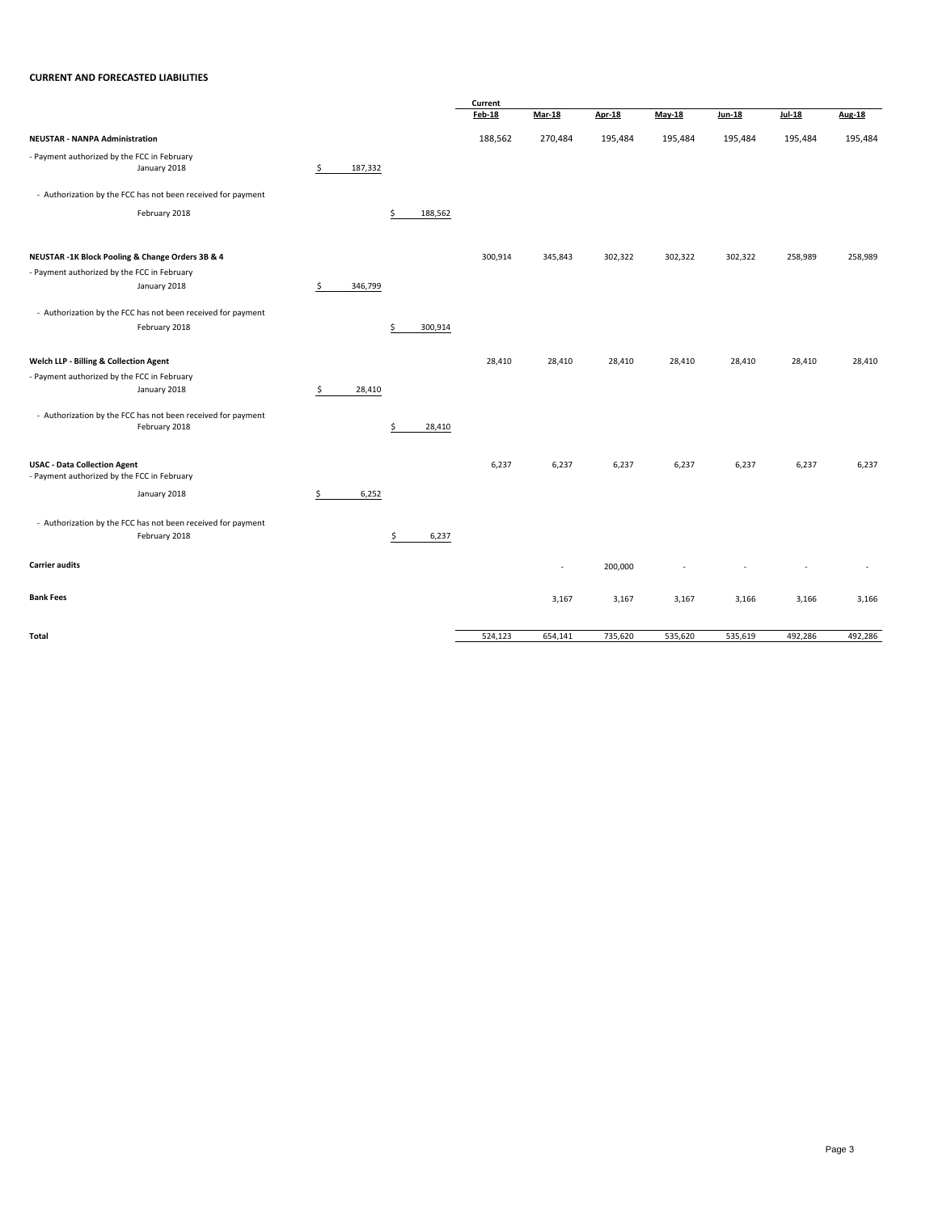**CURRENT AND FORECASTED LIABILITIES**

| | | | Current Feb-18 | Mar-18 | Apr-18 | May-18 | Jun-18 | Jul-18 | Aug-18 |
|---|---|---|---|---|---|---|---|---|---|
| **NEUSTAR - NANPA Administration** | | | 188,562 | 270,484 | 195,484 | 195,484 | 195,484 | 195,484 | 195,484 |
| - Payment authorized by the FCC in February January 2018 | $ 187,332 | | | | | | | | |
| - Authorization by the FCC has not been received for payment February 2018 | | $ 188,562 | | | | | | | |
| **NEUSTAR -1K Block Pooling & Change Orders 3B & 4** | | | 300,914 | 345,843 | 302,322 | 302,322 | 302,322 | 258,989 | 258,989 |
| - Payment authorized by the FCC in February January 2018 | $ 346,799 | | | | | | | | |
| - Authorization by the FCC has not been received for payment February 2018 | | $ 300,914 | | | | | | | |
| **Welch LLP - Billing & Collection Agent** | | | 28,410 | 28,410 | 28,410 | 28,410 | 28,410 | 28,410 | 28,410 |
| - Payment authorized by the FCC in February January 2018 | $ 28,410 | | | | | | | | |
| - Authorization by the FCC has not been received for payment February 2018 | | $ 28,410 | | | | | | | |
| **USAC - Data Collection Agent** | | | 6,237 | 6,237 | 6,237 | 6,237 | 6,237 | 6,237 | 6,237 |
| - Payment authorized by the FCC in February January 2018 | $ 6,252 | | | | | | | | |
| - Authorization by the FCC has not been received for payment February 2018 | | $ 6,237 | | | | | | | |
| **Carrier audits** | | | | - | 200,000 | - | - | - | - |
| **Bank Fees** | | | | 3,167 | 3,167 | 3,167 | 3,166 | 3,166 | 3,166 |
| **Total** | | | 524,123 | 654,141 | 735,620 | 535,620 | 535,619 | 492,286 | 492,286 |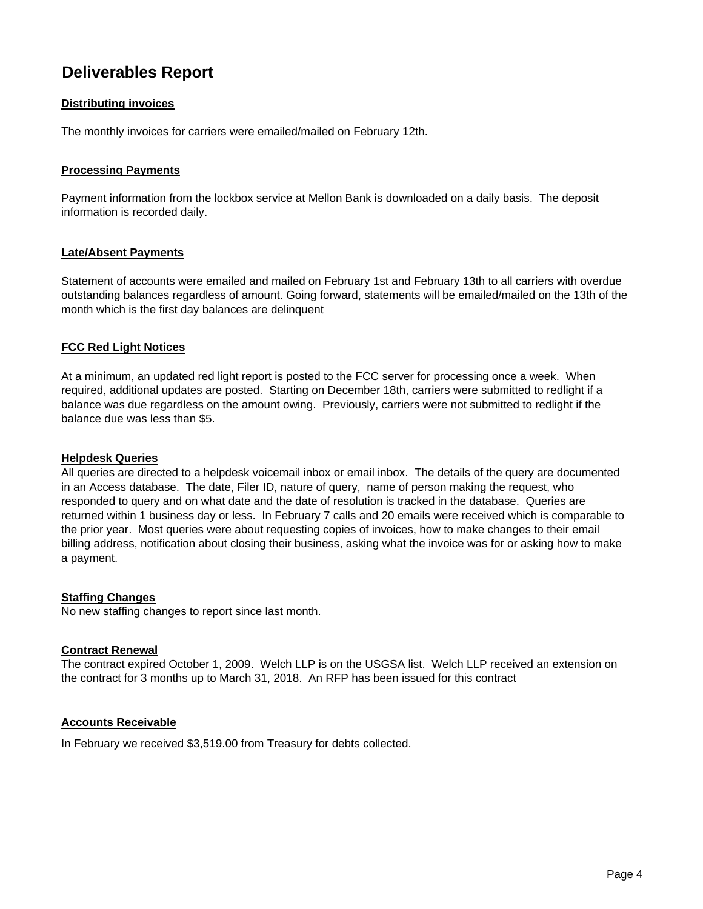# Deliverables Report

**Distributing invoices**

The monthly invoices for carriers were emailed/mailed on February 12th.

**Processing Payments**

Payment information from the lockbox service at Mellon Bank is downloaded on a daily basis. The deposit information is recorded daily.

**Late/Absent Payments**

Statement of accounts were emailed and mailed on February 1st and February 13th to all carriers with overdue outstanding balances regardless of amount. Going forward, statements will be emailed/mailed on the 13th of the month which is the first day balances are delinquent

**FCC Red Light Notices**

At a minimum, an updated red light report is posted to the FCC server for processing once a week. When required, additional updates are posted. Starting on December 18th, carriers were submitted to redlight if a balance was due regardless on the amount owing. Previously, carriers were not submitted to redlight if the balance due was less than $5.

**Helpdesk Queries**

All queries are directed to a helpdesk voicemail inbox or email inbox. The details of the query are documented in an Access database. The date, Filer ID, nature of query, name of person making the request, who responded to query and on what date and the date of resolution is tracked in the database. Queries are returned within 1 business day or less. In February 7 calls and 20 emails were received which is comparable to the prior year. Most queries were about requesting copies of invoices, how to make changes to their email billing address, notification about closing their business, asking what the invoice was for or asking how to make a payment.

**Staffing Changes**

No new staffing changes to report since last month.

**Contract Renewal**

The contract expired October 1, 2009. Welch LLP is on the USGSA list. Welch LLP received an extension on the contract for 3 months up to March 31, 2018. An RFP has been issued for this contract

**Accounts Receivable**

In February we received $3,519.00 from Treasury for debts collected.